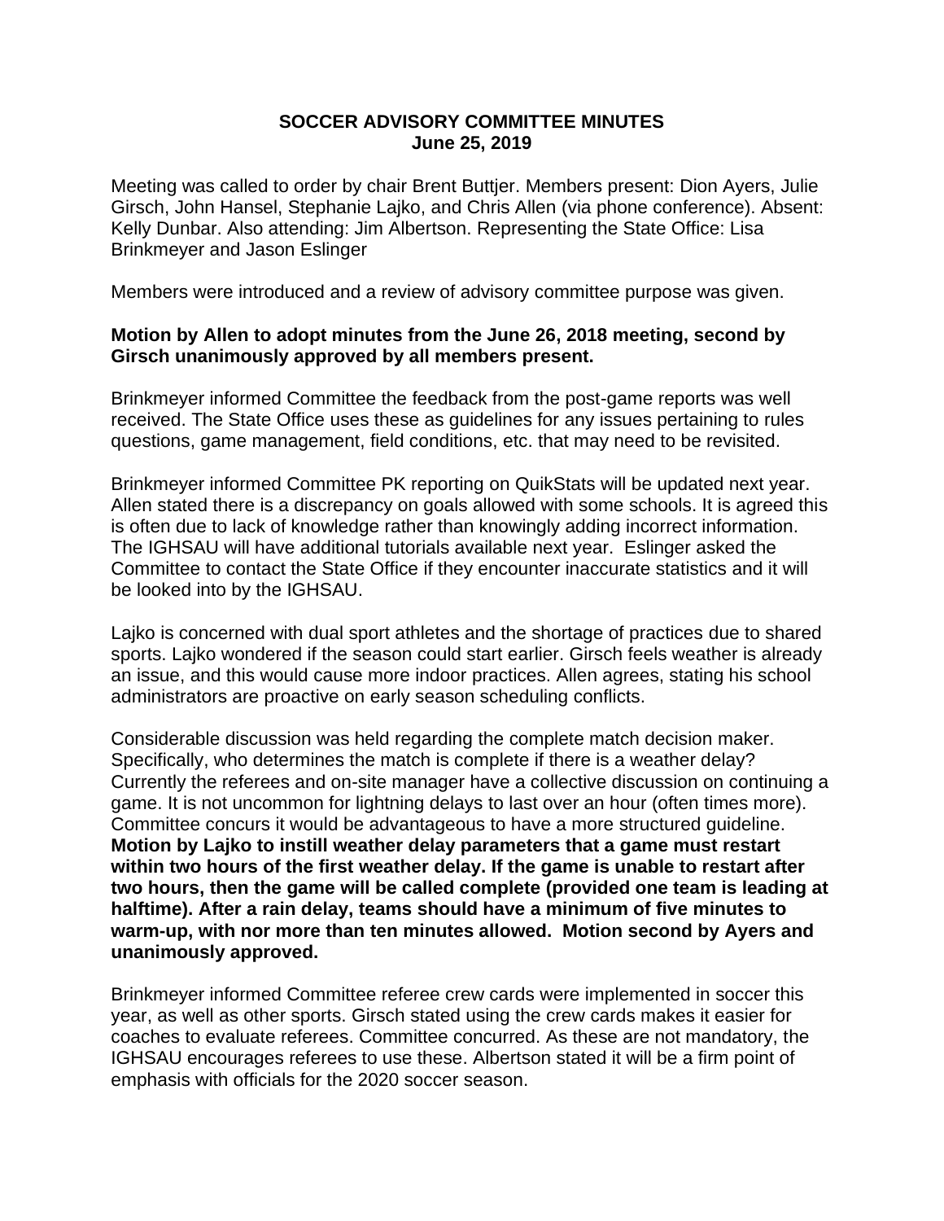**SOCCER ADVISORY COMMITTEE MINUTES**
**June 25, 2019**

Meeting was called to order by chair Brent Buttjer. Members present: Dion Ayers, Julie Girsch, John Hansel, Stephanie Lajko, and Chris Allen (via phone conference). Absent: Kelly Dunbar. Also attending: Jim Albertson. Representing the State Office: Lisa Brinkmeyer and Jason Eslinger

Members were introduced and a review of advisory committee purpose was given.

**Motion by Allen to adopt minutes from the June 26, 2018 meeting, second by Girsch unanimously approved by all members present.**

Brinkmeyer informed Committee the feedback from the post-game reports was well received. The State Office uses these as guidelines for any issues pertaining to rules questions, game management, field conditions, etc. that may need to be revisited.

Brinkmeyer informed Committee PK reporting on QuikStats will be updated next year. Allen stated there is a discrepancy on goals allowed with some schools. It is agreed this is often due to lack of knowledge rather than knowingly adding incorrect information. The IGHSAU will have additional tutorials available next year. Eslinger asked the Committee to contact the State Office if they encounter inaccurate statistics and it will be looked into by the IGHSAU.

Lajko is concerned with dual sport athletes and the shortage of practices due to shared sports. Lajko wondered if the season could start earlier. Girsch feels weather is already an issue, and this would cause more indoor practices. Allen agrees, stating his school administrators are proactive on early season scheduling conflicts.

Considerable discussion was held regarding the complete match decision maker. Specifically, who determines the match is complete if there is a weather delay? Currently the referees and on-site manager have a collective discussion on continuing a game. It is not uncommon for lightning delays to last over an hour (often times more). Committee concurs it would be advantageous to have a more structured guideline. **Motion by Lajko to instill weather delay parameters that a game must restart within two hours of the first weather delay. If the game is unable to restart after two hours, then the game will be called complete (provided one team is leading at halftime). After a rain delay, teams should have a minimum of five minutes to warm-up, with nor more than ten minutes allowed. Motion second by Ayers and unanimously approved.**

Brinkmeyer informed Committee referee crew cards were implemented in soccer this year, as well as other sports. Girsch stated using the crew cards makes it easier for coaches to evaluate referees. Committee concurred. As these are not mandatory, the IGHSAU encourages referees to use these. Albertson stated it will be a firm point of emphasis with officials for the 2020 soccer season.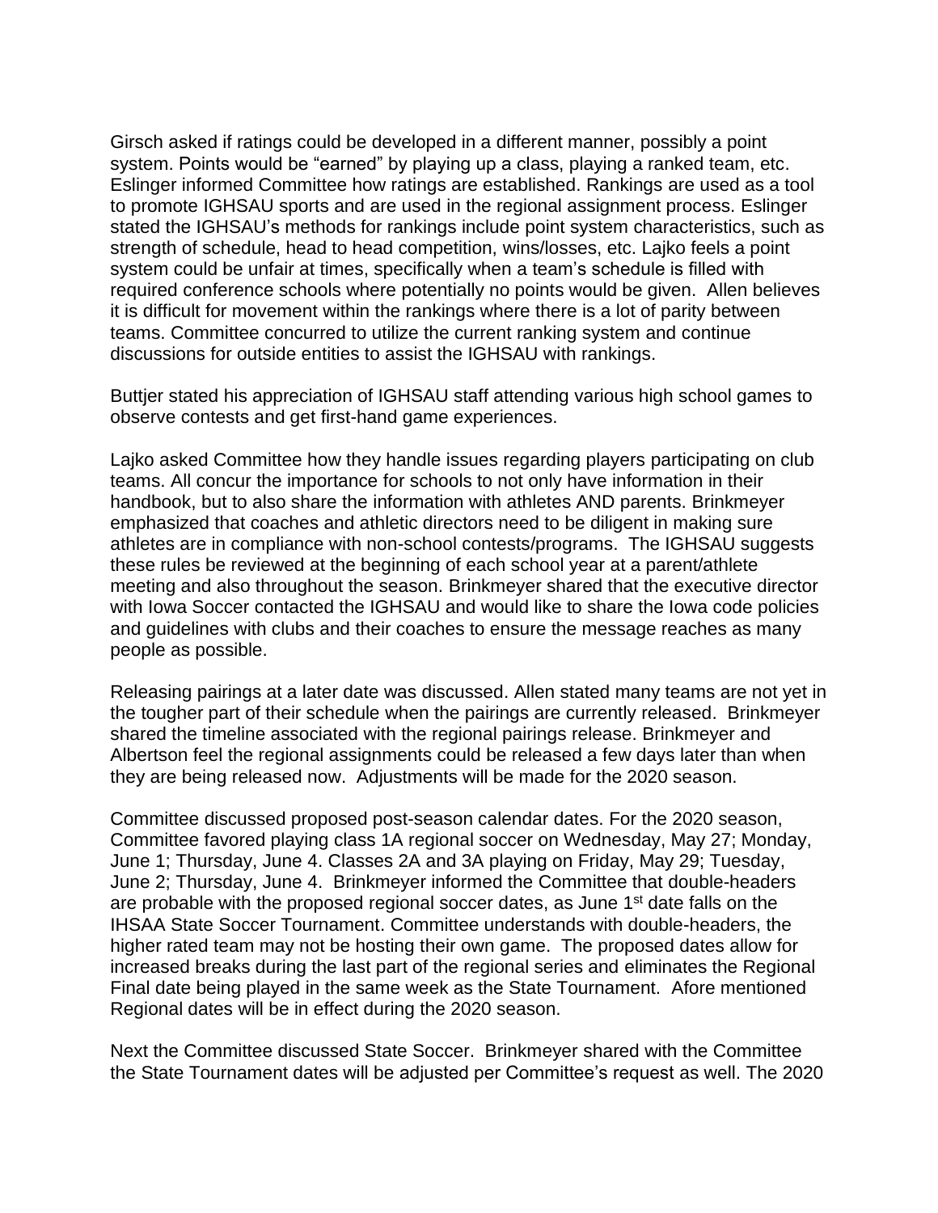Girsch asked if ratings could be developed in a different manner, possibly a point system. Points would be "earned" by playing up a class, playing a ranked team, etc. Eslinger informed Committee how ratings are established. Rankings are used as a tool to promote IGHSAU sports and are used in the regional assignment process. Eslinger stated the IGHSAU's methods for rankings include point system characteristics, such as strength of schedule, head to head competition, wins/losses, etc. Lajko feels a point system could be unfair at times, specifically when a team's schedule is filled with required conference schools where potentially no points would be given. Allen believes it is difficult for movement within the rankings where there is a lot of parity between teams. Committee concurred to utilize the current ranking system and continue discussions for outside entities to assist the IGHSAU with rankings.

Buttjer stated his appreciation of IGHSAU staff attending various high school games to observe contests and get first-hand game experiences.

Lajko asked Committee how they handle issues regarding players participating on club teams. All concur the importance for schools to not only have information in their handbook, but to also share the information with athletes AND parents. Brinkmeyer emphasized that coaches and athletic directors need to be diligent in making sure athletes are in compliance with non-school contests/programs. The IGHSAU suggests these rules be reviewed at the beginning of each school year at a parent/athlete meeting and also throughout the season. Brinkmeyer shared that the executive director with Iowa Soccer contacted the IGHSAU and would like to share the Iowa code policies and guidelines with clubs and their coaches to ensure the message reaches as many people as possible.

Releasing pairings at a later date was discussed. Allen stated many teams are not yet in the tougher part of their schedule when the pairings are currently released. Brinkmeyer shared the timeline associated with the regional pairings release. Brinkmeyer and Albertson feel the regional assignments could be released a few days later than when they are being released now. Adjustments will be made for the 2020 season.

Committee discussed proposed post-season calendar dates. For the 2020 season, Committee favored playing class 1A regional soccer on Wednesday, May 27; Monday, June 1; Thursday, June 4. Classes 2A and 3A playing on Friday, May 29; Tuesday, June 2; Thursday, June 4. Brinkmeyer informed the Committee that double-headers are probable with the proposed regional soccer dates, as June 1st date falls on the IHSAA State Soccer Tournament. Committee understands with double-headers, the higher rated team may not be hosting their own game. The proposed dates allow for increased breaks during the last part of the regional series and eliminates the Regional Final date being played in the same week as the State Tournament. Afore mentioned Regional dates will be in effect during the 2020 season.

Next the Committee discussed State Soccer. Brinkmeyer shared with the Committee the State Tournament dates will be adjusted per Committee's request as well. The 2020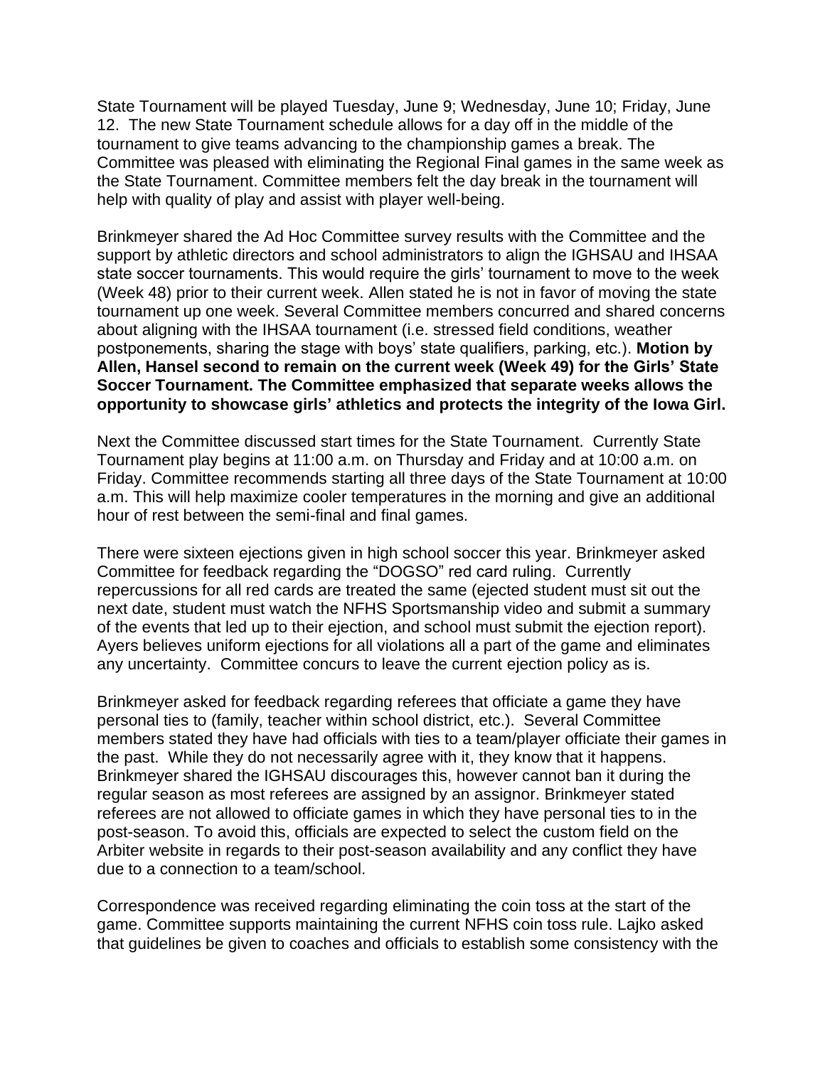State Tournament will be played Tuesday, June 9; Wednesday, June 10; Friday, June 12. The new State Tournament schedule allows for a day off in the middle of the tournament to give teams advancing to the championship games a break. The Committee was pleased with eliminating the Regional Final games in the same week as the State Tournament. Committee members felt the day break in the tournament will help with quality of play and assist with player well-being.

Brinkmeyer shared the Ad Hoc Committee survey results with the Committee and the support by athletic directors and school administrators to align the IGHSAU and IHSAA state soccer tournaments. This would require the girls' tournament to move to the week (Week 48) prior to their current week. Allen stated he is not in favor of moving the state tournament up one week. Several Committee members concurred and shared concerns about aligning with the IHSAA tournament (i.e. stressed field conditions, weather postponements, sharing the stage with boys' state qualifiers, parking, etc.). **Motion by Allen, Hansel second to remain on the current week (Week 49) for the Girls' State Soccer Tournament. The Committee emphasized that separate weeks allows the opportunity to showcase girls' athletics and protects the integrity of the Iowa Girl.**

Next the Committee discussed start times for the State Tournament. Currently State Tournament play begins at 11:00 a.m. on Thursday and Friday and at 10:00 a.m. on Friday. Committee recommends starting all three days of the State Tournament at 10:00 a.m. This will help maximize cooler temperatures in the morning and give an additional hour of rest between the semi-final and final games.

There were sixteen ejections given in high school soccer this year. Brinkmeyer asked Committee for feedback regarding the "DOGSO" red card ruling. Currently repercussions for all red cards are treated the same (ejected student must sit out the next date, student must watch the NFHS Sportsmanship video and submit a summary of the events that led up to their ejection, and school must submit the ejection report). Ayers believes uniform ejections for all violations all a part of the game and eliminates any uncertainty. Committee concurs to leave the current ejection policy as is.

Brinkmeyer asked for feedback regarding referees that officiate a game they have personal ties to (family, teacher within school district, etc.). Several Committee members stated they have had officials with ties to a team/player officiate their games in the past. While they do not necessarily agree with it, they know that it happens. Brinkmeyer shared the IGHSAU discourages this, however cannot ban it during the regular season as most referees are assigned by an assignor. Brinkmeyer stated referees are not allowed to officiate games in which they have personal ties to in the post-season. To avoid this, officials are expected to select the custom field on the Arbiter website in regards to their post-season availability and any conflict they have due to a connection to a team/school.

Correspondence was received regarding eliminating the coin toss at the start of the game. Committee supports maintaining the current NFHS coin toss rule. Lajko asked that guidelines be given to coaches and officials to establish some consistency with the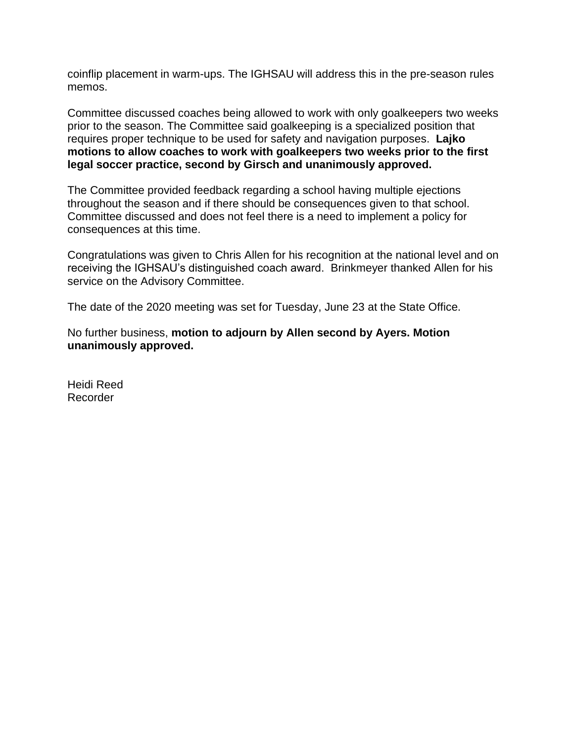coinflip placement in warm-ups. The IGHSAU will address this in the pre-season rules memos.

Committee discussed coaches being allowed to work with only goalkeepers two weeks prior to the season. The Committee said goalkeeping is a specialized position that requires proper technique to be used for safety and navigation purposes. **Lajko motions to allow coaches to work with goalkeepers two weeks prior to the first legal soccer practice, second by Girsch and unanimously approved.**

The Committee provided feedback regarding a school having multiple ejections throughout the season and if there should be consequences given to that school. Committee discussed and does not feel there is a need to implement a policy for consequences at this time.

Congratulations was given to Chris Allen for his recognition at the national level and on receiving the IGHSAU's distinguished coach award. Brinkmeyer thanked Allen for his service on the Advisory Committee.

The date of the 2020 meeting was set for Tuesday, June 23 at the State Office.

No further business, **motion to adjourn by Allen second by Ayers. Motion unanimously approved.**

Heidi Reed
Recorder